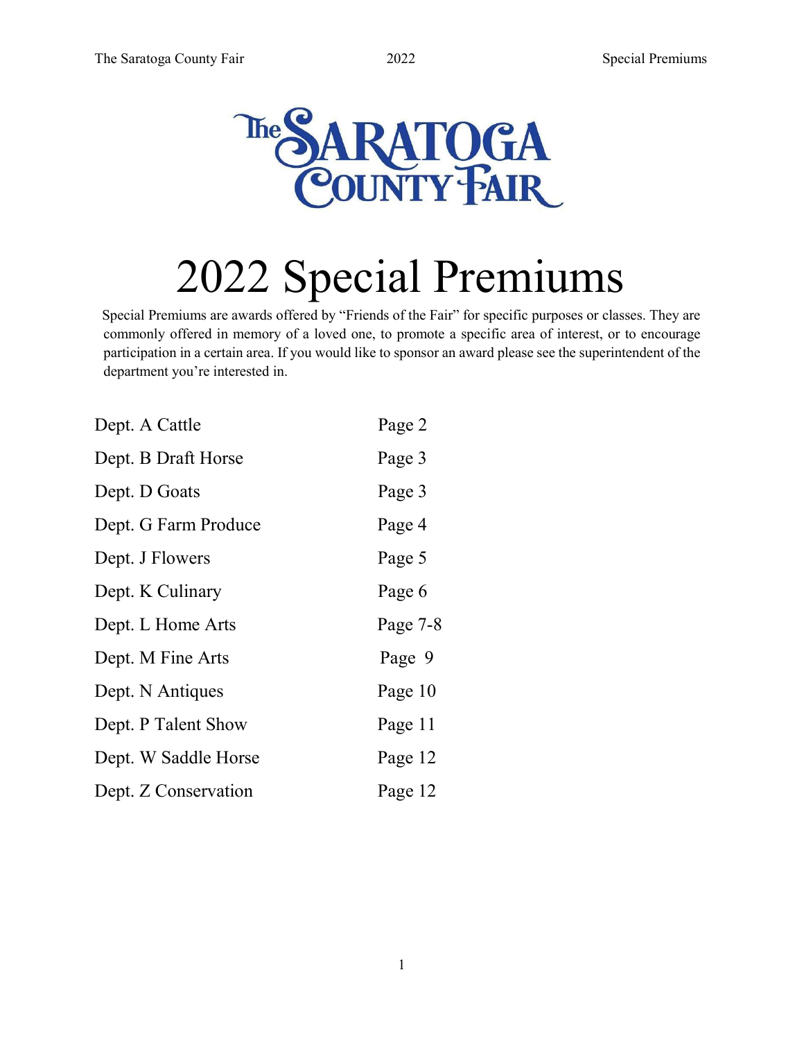The Saratoga County Fair

# 2022 Special Premiums

Special Premiums are awards offered by "Friends of the Fair" for specific purposes or classes. They are commonly offered in memory of a loved one, to promote a specific area of interest, or to encourage participation in a certain area. If you would like to sponsor an award please see the superintendent of the department you're interested in.

| | |
|---|---|
| Dept. A Cattle | Page 2 |
| Dept. B Draft Horse | Page 3 |
| Dept. D Goats | Page 3 |
| Dept. G Farm Produce | Page 4 |
| Dept. J Flowers | Page 5 |
| Dept. K Culinary | Page 6 |
| Dept. L Home Arts | Page 7-8 |
| Dept. M Fine Arts | Page 9 |
| Dept. N Antiques | Page 10 |
| Dept. P Talent Show | Page 11 |
| Dept. W Saddle Horse | Page 12 |
| Dept. Z Conservation | Page 12 |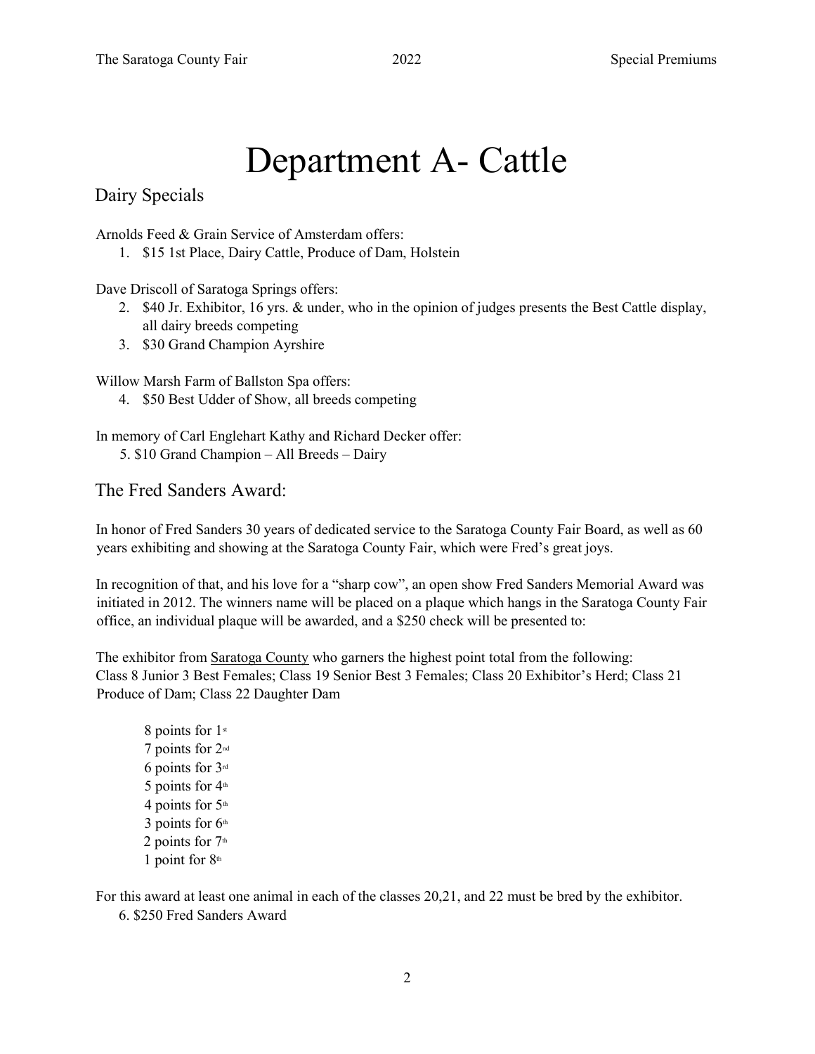# Department A- Cattle

## Dairy Specials

Arnolds Feed & Grain Service of Amsterdam offers:

1. $15 1st Place, Dairy Cattle, Produce of Dam, Holstein

Dave Driscoll of Saratoga Springs offers:

2. $40 Jr. Exhibitor, 16 yrs. & under, who in the opinion of judges presents the Best Cattle display, all dairy breeds competing
3. $30 Grand Champion Ayrshire

Willow Marsh Farm of Ballston Spa offers:

4. $50 Best Udder of Show, all breeds competing

In memory of Carl Englehart Kathy and Richard Decker offer:

5. $10 Grand Champion – All Breeds – Dairy

## The Fred Sanders Award:

In honor of Fred Sanders 30 years of dedicated service to the Saratoga County Fair Board, as well as 60 years exhibiting and showing at the Saratoga County Fair, which were Fred's great joys.

In recognition of that, and his love for a "sharp cow", an open show Fred Sanders Memorial Award was initiated in 2012. The winners name will be placed on a plaque which hangs in the Saratoga County Fair office, an individual plaque will be awarded, and a $250 check will be presented to:

The exhibitor from Saratoga County who garners the highest point total from the following: Class 8 Junior 3 Best Females; Class 19 Senior Best 3 Females; Class 20 Exhibitor's Herd; Class 21 Produce of Dam; Class 22 Daughter Dam

8 points for 1st
7 points for 2nd
6 points for 3rd
5 points for 4th
4 points for 5th
3 points for 6th
2 points for 7th
1 point for 8th

For this award at least one animal in each of the classes 20,21, and 22 must be bred by the exhibitor.

6. $250 Fred Sanders Award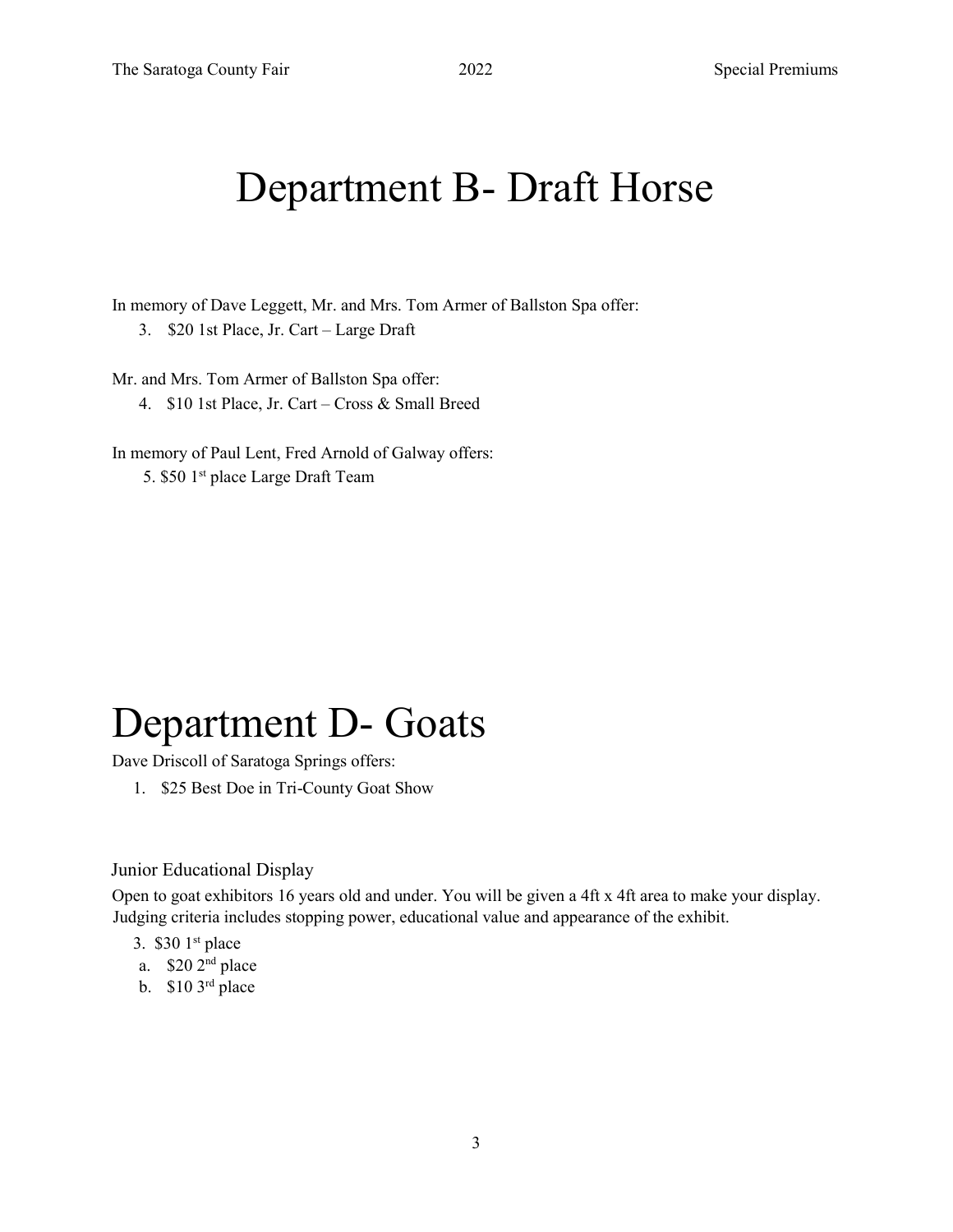# Department B- Draft Horse

In memory of Dave Leggett, Mr. and Mrs. Tom Armer of Ballston Spa offer:

3. $20 1st Place, Jr. Cart – Large Draft

Mr. and Mrs. Tom Armer of Ballston Spa offer:

4. $10 1st Place, Jr. Cart – Cross & Small Breed

In memory of Paul Lent, Fred Arnold of Galway offers:

5. $50 1st place Large Draft Team

# Department D- Goats

Dave Driscoll of Saratoga Springs offers:

1. $25 Best Doe in Tri-County Goat Show

### Junior Educational Display

Open to goat exhibitors 16 years old and under. You will be given a 4ft x 4ft area to make your display. Judging criteria includes stopping power, educational value and appearance of the exhibit.

3. $30 1st place
   a. $20 2nd place
   b. $10 3rd place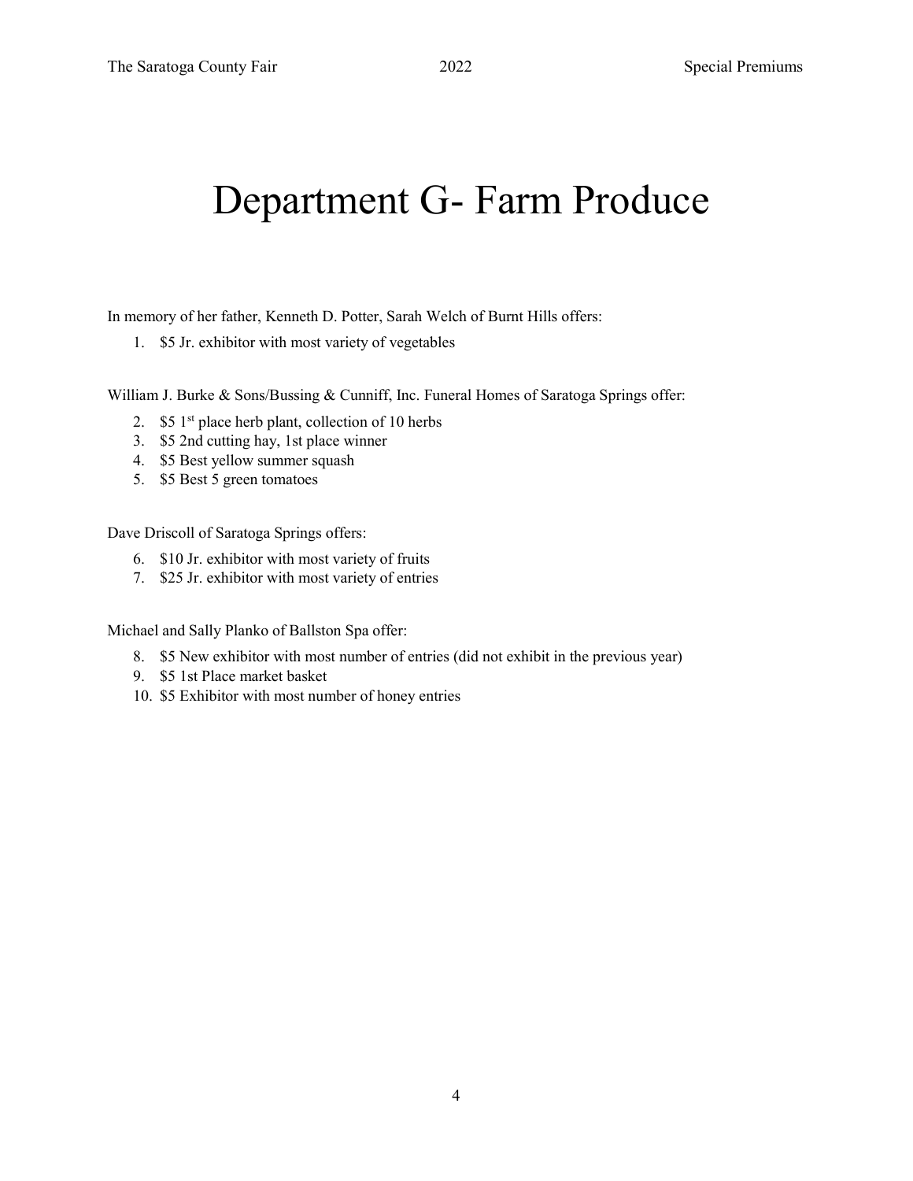# Department G- Farm Produce

In memory of her father, Kenneth D. Potter, Sarah Welch of Burnt Hills offers:

1. $5 Jr. exhibitor with most variety of vegetables

William J. Burke & Sons/Bussing & Cunniff, Inc. Funeral Homes of Saratoga Springs offer:

2. $5 1st place herb plant, collection of 10 herbs
3. $5 2nd cutting hay, 1st place winner
4. $5 Best yellow summer squash
5. $5 Best 5 green tomatoes

Dave Driscoll of Saratoga Springs offers:

6. $10 Jr. exhibitor with most variety of fruits
7. $25 Jr. exhibitor with most variety of entries

Michael and Sally Planko of Ballston Spa offer:

8. $5 New exhibitor with most number of entries (did not exhibit in the previous year)
9. $5 1st Place market basket
10. $5 Exhibitor with most number of honey entries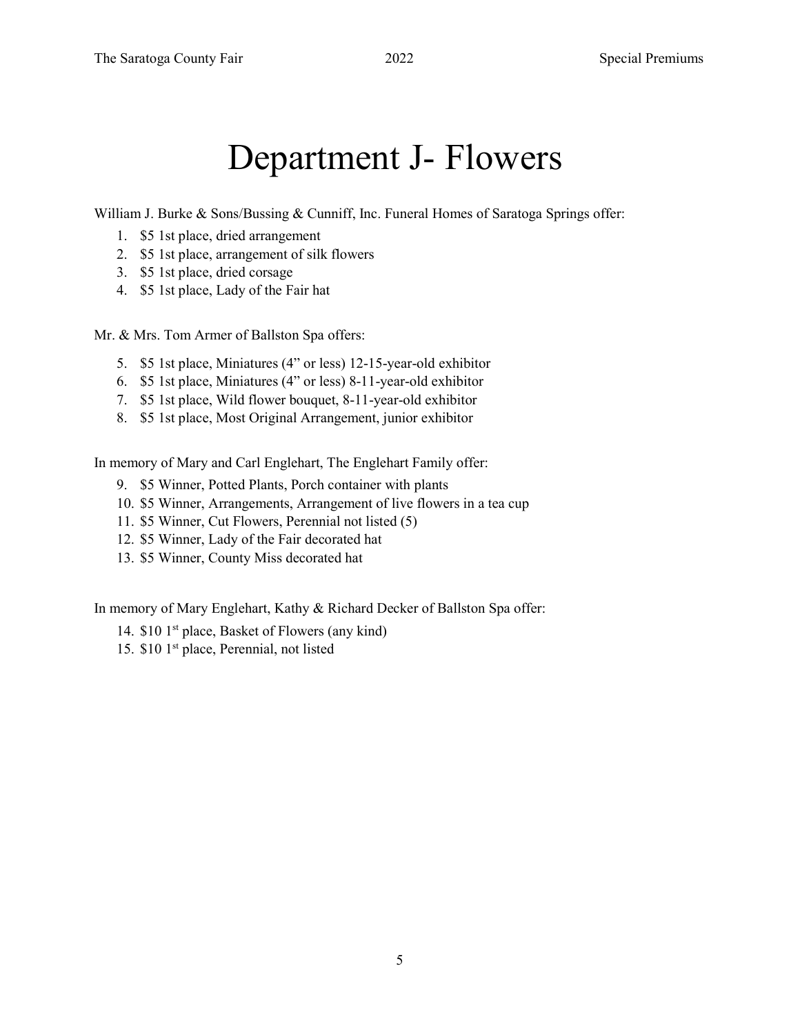# Department J- Flowers

William J. Burke & Sons/Bussing & Cunniff, Inc. Funeral Homes of Saratoga Springs offer:

1. $5 1st place, dried arrangement
2. $5 1st place, arrangement of silk flowers
3. $5 1st place, dried corsage
4. $5 1st place, Lady of the Fair hat

Mr. & Mrs. Tom Armer of Ballston Spa offers:

5. $5 1st place, Miniatures (4" or less) 12-15-year-old exhibitor
6. $5 1st place, Miniatures (4" or less) 8-11-year-old exhibitor
7. $5 1st place, Wild flower bouquet, 8-11-year-old exhibitor
8. $5 1st place, Most Original Arrangement, junior exhibitor

In memory of Mary and Carl Englehart, The Englehart Family offer:

9. $5 Winner, Potted Plants, Porch container with plants
10. $5 Winner, Arrangements, Arrangement of live flowers in a tea cup
11. $5 Winner, Cut Flowers, Perennial not listed (5)
12. $5 Winner, Lady of the Fair decorated hat
13. $5 Winner, County Miss decorated hat

In memory of Mary Englehart, Kathy & Richard Decker of Ballston Spa offer:

14. $10 1st place, Basket of Flowers (any kind)
15. $10 1st place, Perennial, not listed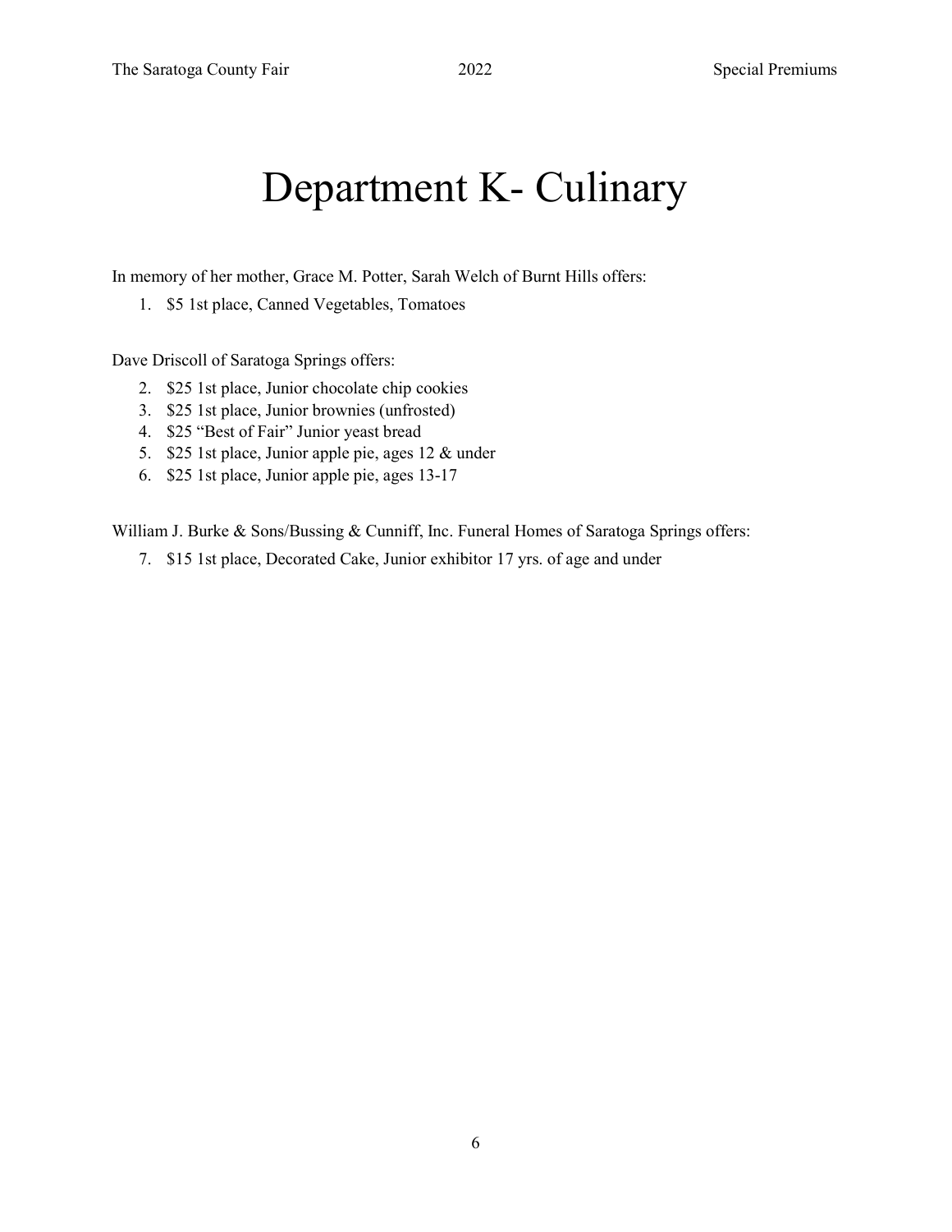# Department K- Culinary

In memory of her mother, Grace M. Potter, Sarah Welch of Burnt Hills offers:

1. $5 1st place, Canned Vegetables, Tomatoes

Dave Driscoll of Saratoga Springs offers:

2. $25 1st place, Junior chocolate chip cookies
3. $25 1st place, Junior brownies (unfrosted)
4. $25 "Best of Fair" Junior yeast bread
5. $25 1st place, Junior apple pie, ages 12 & under
6. $25 1st place, Junior apple pie, ages 13-17

William J. Burke & Sons/Bussing & Cunniff, Inc. Funeral Homes of Saratoga Springs offers:

7. $15 1st place, Decorated Cake, Junior exhibitor 17 yrs. of age and under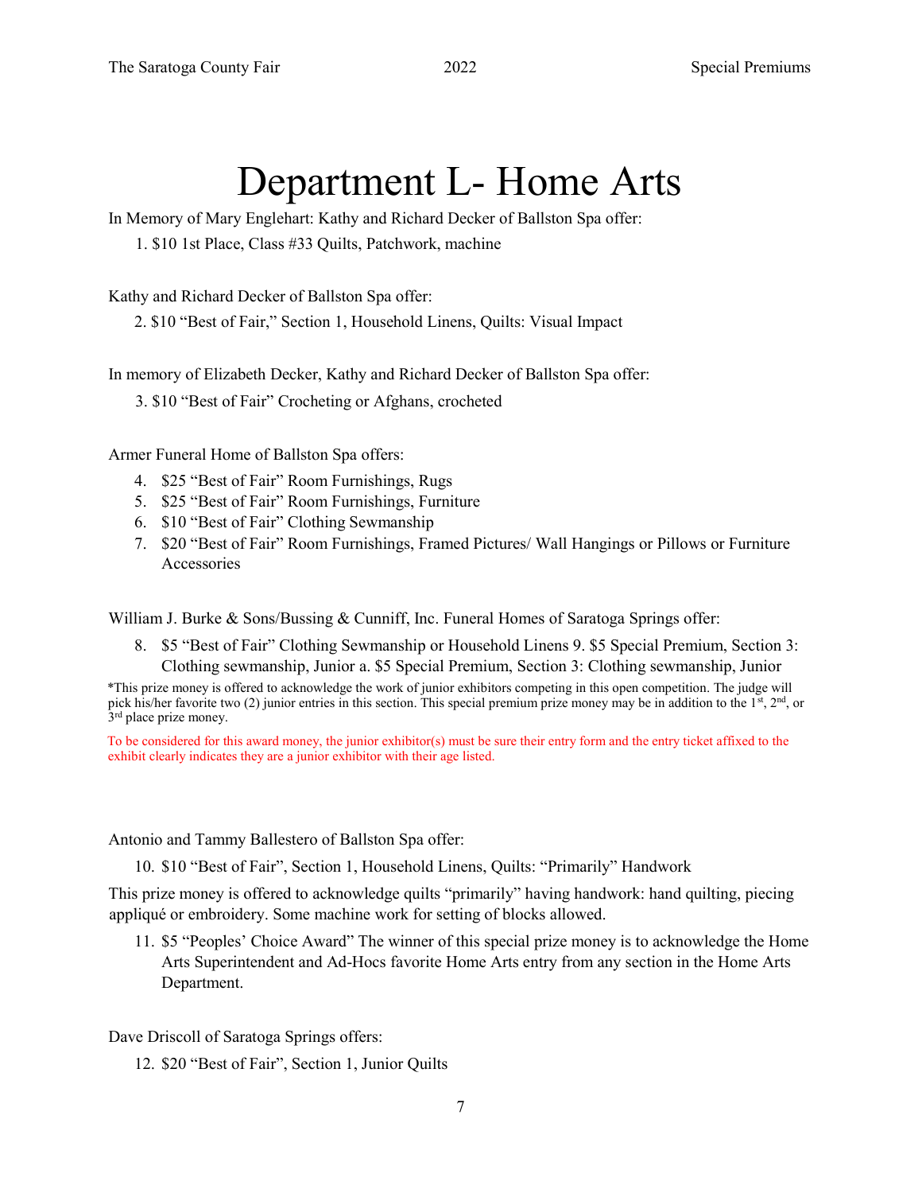# Department L- Home Arts

In Memory of Mary Englehart: Kathy and Richard Decker of Ballston Spa offer:

1. $10 1st Place, Class #33 Quilts, Patchwork, machine

Kathy and Richard Decker of Ballston Spa offer:

2. $10 "Best of Fair," Section 1, Household Linens, Quilts: Visual Impact

In memory of Elizabeth Decker, Kathy and Richard Decker of Ballston Spa offer:

3. $10 "Best of Fair" Crocheting or Afghans, crocheted

Armer Funeral Home of Ballston Spa offers:

4. $25 "Best of Fair" Room Furnishings, Rugs
5. $25 "Best of Fair" Room Furnishings, Furniture
6. $10 "Best of Fair" Clothing Sewmanship
7. $20 "Best of Fair" Room Furnishings, Framed Pictures/ Wall Hangings or Pillows or Furniture Accessories

William J. Burke & Sons/Bussing & Cunniff, Inc. Funeral Homes of Saratoga Springs offer:

8. $5 "Best of Fair" Clothing Sewmanship or Household Linens 9. $5 Special Premium, Section 3: Clothing sewmanship, Junior a. $5 Special Premium, Section 3: Clothing sewmanship, Junior

*This prize money is offered to acknowledge the work of junior exhibitors competing in this open competition. The judge will pick his/her favorite two (2) junior entries in this section. This special premium prize money may be in addition to the 1st, 2nd, or 3rd place prize money.

To be considered for this award money, the junior exhibitor(s) must be sure their entry form and the entry ticket affixed to the exhibit clearly indicates they are a junior exhibitor with their age listed.

Antonio and Tammy Ballestero of Ballston Spa offer:

10. $10 "Best of Fair", Section 1, Household Linens, Quilts: "Primarily" Handwork

This prize money is offered to acknowledge quilts "primarily" having handwork: hand quilting, piecing appliqué or embroidery. Some machine work for setting of blocks allowed.

11. $5 "Peoples' Choice Award" The winner of this special prize money is to acknowledge the Home Arts Superintendent and Ad-Hocs favorite Home Arts entry from any section in the Home Arts Department.

Dave Driscoll of Saratoga Springs offers:

12. $20 "Best of Fair", Section 1, Junior Quilts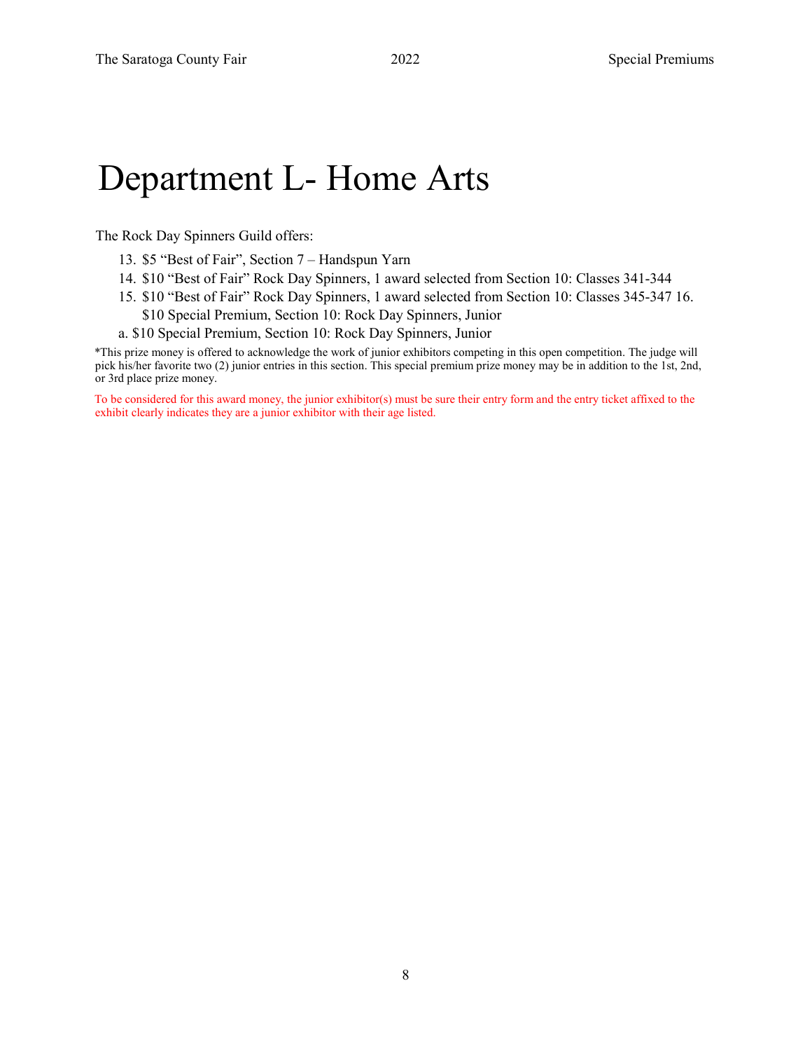# Department L- Home Arts

The Rock Day Spinners Guild offers:

13. $5 "Best of Fair", Section 7 – Handspun Yarn
14. $10 "Best of Fair" Rock Day Spinners, 1 award selected from Section 10: Classes 341-344
15. $10 "Best of Fair" Rock Day Spinners, 1 award selected from Section 10: Classes 345-347 16. $10 Special Premium, Section 10: Rock Day Spinners, Junior

a. $10 Special Premium, Section 10: Rock Day Spinners, Junior

*This prize money is offered to acknowledge the work of junior exhibitors competing in this open competition. The judge will pick his/her favorite two (2) junior entries in this section. This special premium prize money may be in addition to the 1st, 2nd, or 3rd place prize money.

To be considered for this award money, the junior exhibitor(s) must be sure their entry form and the entry ticket affixed to the exhibit clearly indicates they are a junior exhibitor with their age listed.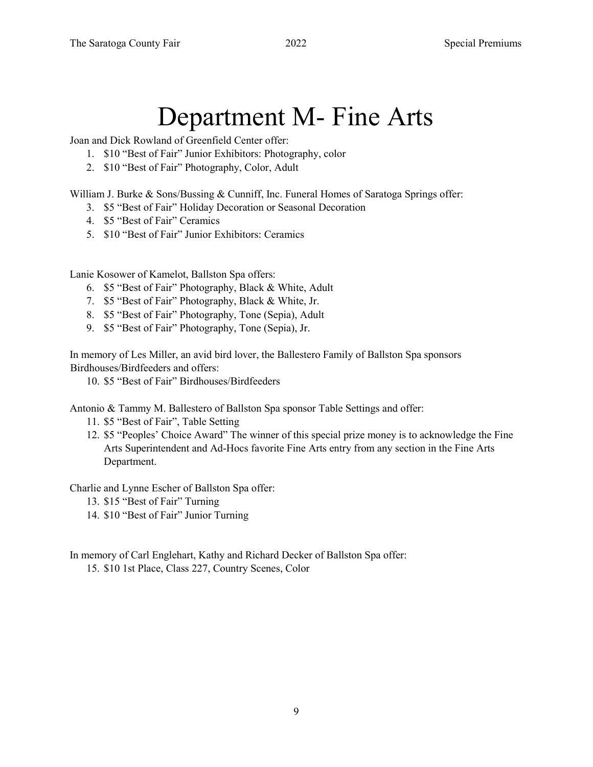# Department M- Fine Arts

Joan and Dick Rowland of Greenfield Center offer:

1. $10 “Best of Fair” Junior Exhibitors: Photography, color
2. $10 “Best of Fair” Photography, Color, Adult

William J. Burke & Sons/Bussing & Cunniff, Inc. Funeral Homes of Saratoga Springs offer:

3. $5 “Best of Fair” Holiday Decoration or Seasonal Decoration
4. $5 “Best of Fair” Ceramics
5. $10 “Best of Fair” Junior Exhibitors: Ceramics

Lanie Kosower of Kamelot, Ballston Spa offers:

6. $5 “Best of Fair” Photography, Black & White, Adult
7. $5 “Best of Fair” Photography, Black & White, Jr.
8. $5 “Best of Fair” Photography, Tone (Sepia), Adult
9. $5 “Best of Fair” Photography, Tone (Sepia), Jr.

In memory of Les Miller, an avid bird lover, the Ballestero Family of Ballston Spa sponsors Birdhouses/Birdfeeders and offers:

10. $5 “Best of Fair” Birdhouses/Birdfeeders

Antonio & Tammy M. Ballestero of Ballston Spa sponsor Table Settings and offer:

11. $5 “Best of Fair”, Table Setting
12. $5 “Peoples’ Choice Award” The winner of this special prize money is to acknowledge the Fine Arts Superintendent and Ad-Hocs favorite Fine Arts entry from any section in the Fine Arts Department.

Charlie and Lynne Escher of Ballston Spa offer:

13. $15 “Best of Fair” Turning
14. $10 “Best of Fair” Junior Turning

In memory of Carl Englehart, Kathy and Richard Decker of Ballston Spa offer:

15. $10 1st Place, Class 227, Country Scenes, Color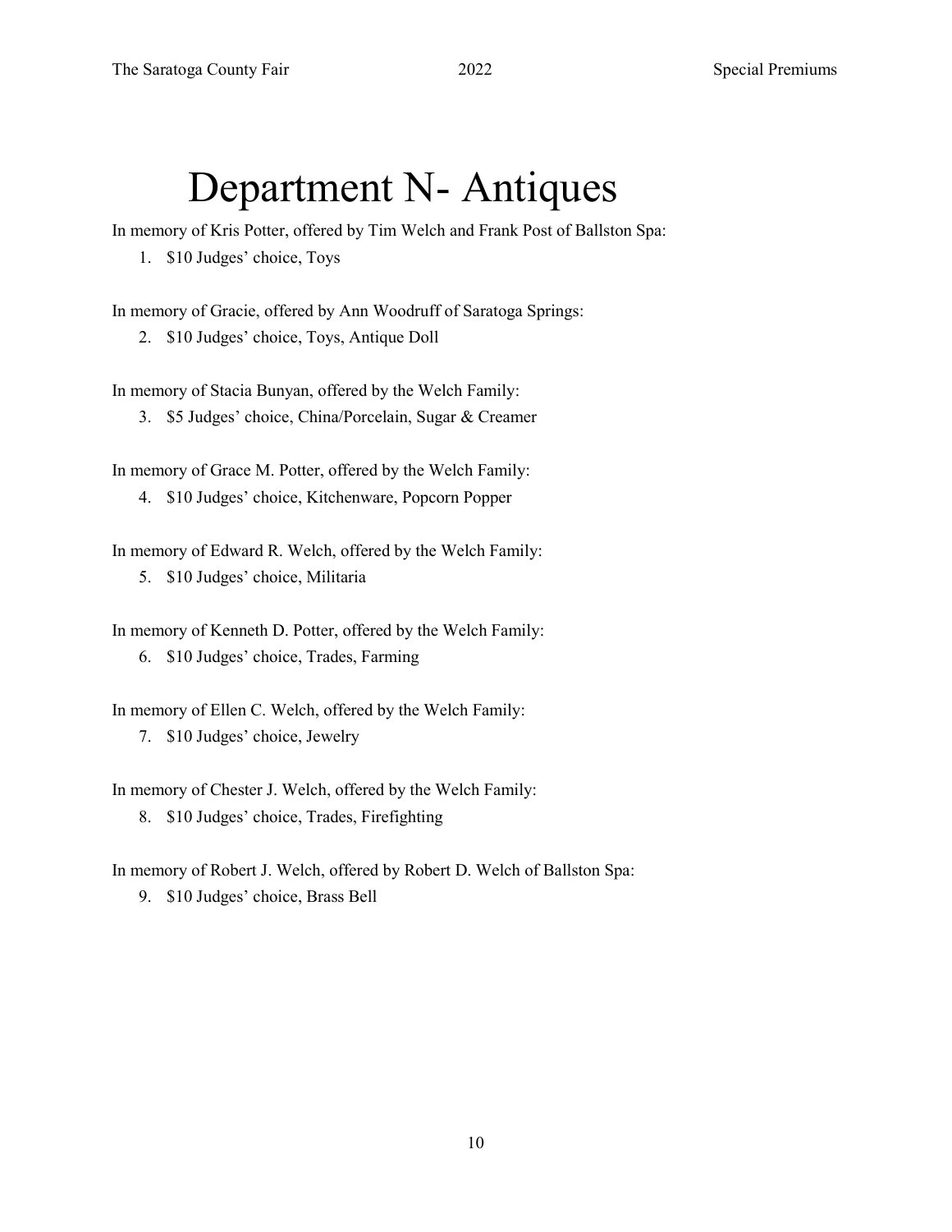# Department N- Antiques

In memory of Kris Potter, offered by Tim Welch and Frank Post of Ballston Spa:

1. $10 Judges' choice, Toys

In memory of Gracie, offered by Ann Woodruff of Saratoga Springs:

2. $10 Judges' choice, Toys, Antique Doll

In memory of Stacia Bunyan, offered by the Welch Family:

3. $5 Judges' choice, China/Porcelain, Sugar & Creamer

In memory of Grace M. Potter, offered by the Welch Family:

4. $10 Judges' choice, Kitchenware, Popcorn Popper

In memory of Edward R. Welch, offered by the Welch Family:

5. $10 Judges' choice, Militaria

In memory of Kenneth D. Potter, offered by the Welch Family:

6. $10 Judges' choice, Trades, Farming

In memory of Ellen C. Welch, offered by the Welch Family:

7. $10 Judges' choice, Jewelry

In memory of Chester J. Welch, offered by the Welch Family:

8. $10 Judges' choice, Trades, Firefighting

In memory of Robert J. Welch, offered by Robert D. Welch of Ballston Spa:

9. $10 Judges' choice, Brass Bell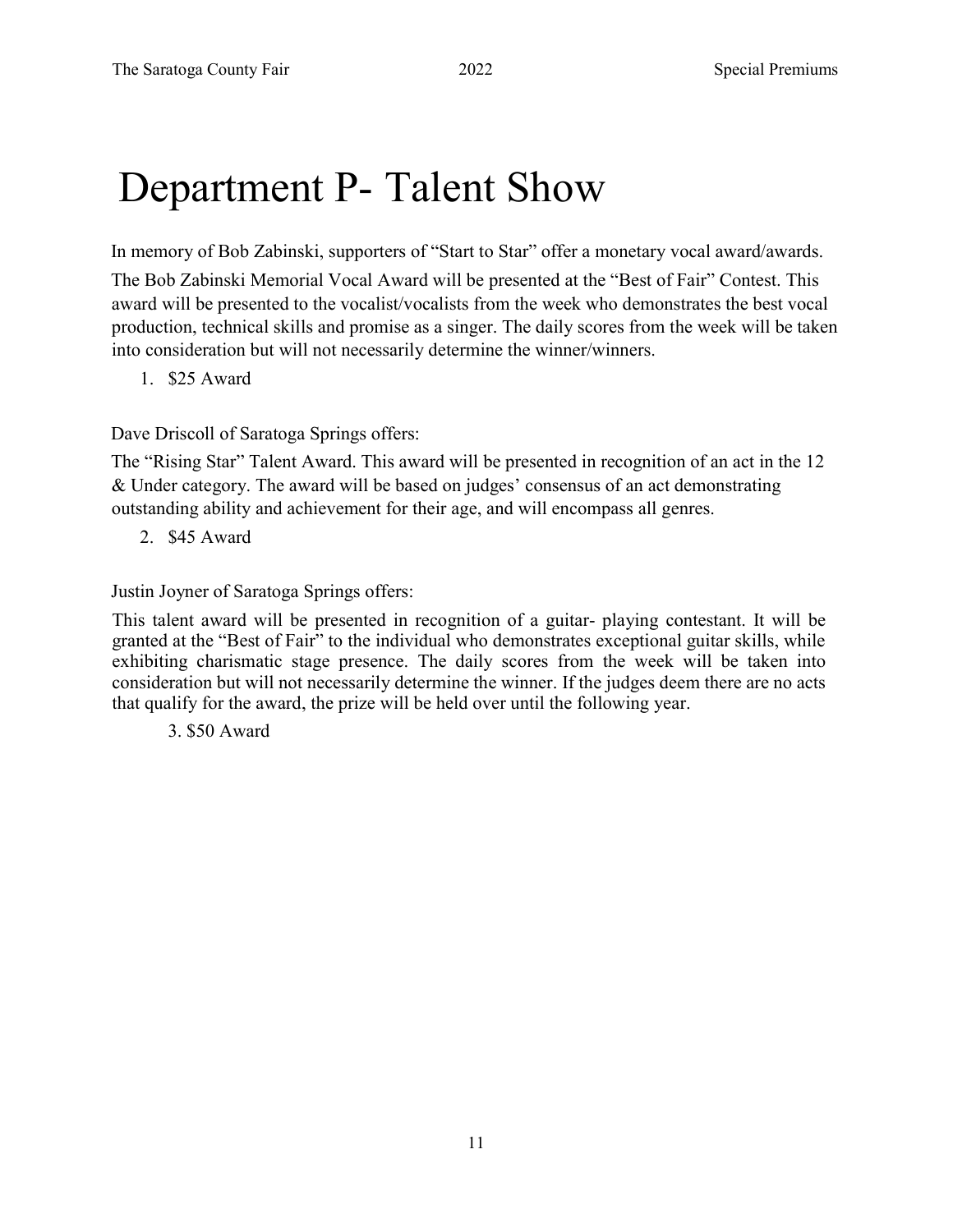# Department P- Talent Show

In memory of Bob Zabinski, supporters of "Start to Star" offer a monetary vocal award/awards.

The Bob Zabinski Memorial Vocal Award will be presented at the "Best of Fair" Contest. This award will be presented to the vocalist/vocalists from the week who demonstrates the best vocal production, technical skills and promise as a singer. The daily scores from the week will be taken into consideration but will not necessarily determine the winner/winners.

1. $25 Award

Dave Driscoll of Saratoga Springs offers:

The "Rising Star" Talent Award. This award will be presented in recognition of an act in the 12 & Under category. The award will be based on judges' consensus of an act demonstrating outstanding ability and achievement for their age, and will encompass all genres.

2. $45 Award

Justin Joyner of Saratoga Springs offers:

This talent award will be presented in recognition of a guitar- playing contestant. It will be granted at the "Best of Fair" to the individual who demonstrates exceptional guitar skills, while exhibiting charismatic stage presence. The daily scores from the week will be taken into consideration but will not necessarily determine the winner. If the judges deem there are no acts that qualify for the award, the prize will be held over until the following year.

3. $50 Award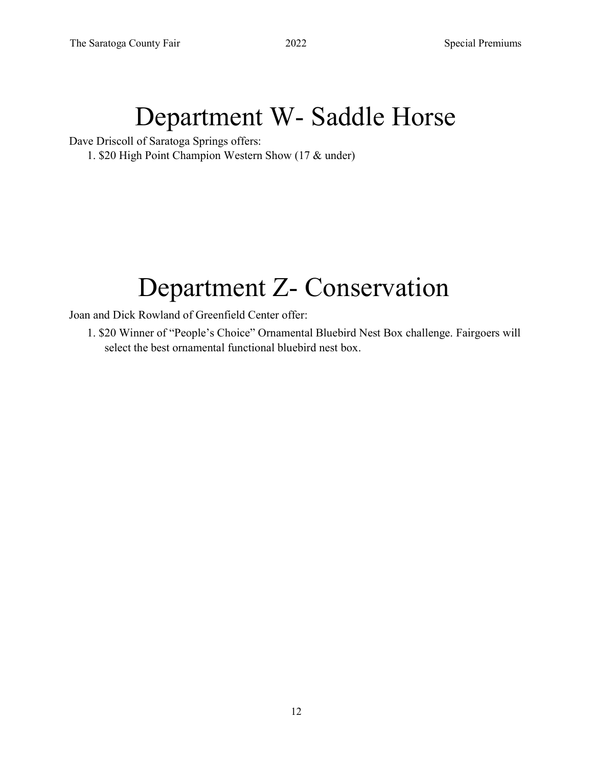# Department W- Saddle Horse

Dave Driscoll of Saratoga Springs offers:

1. $20 High Point Champion Western Show (17 & under)

# Department Z- Conservation

Joan and Dick Rowland of Greenfield Center offer:

1. $20 Winner of “People’s Choice” Ornamental Bluebird Nest Box challenge. Fairgoers will select the best ornamental functional bluebird nest box.